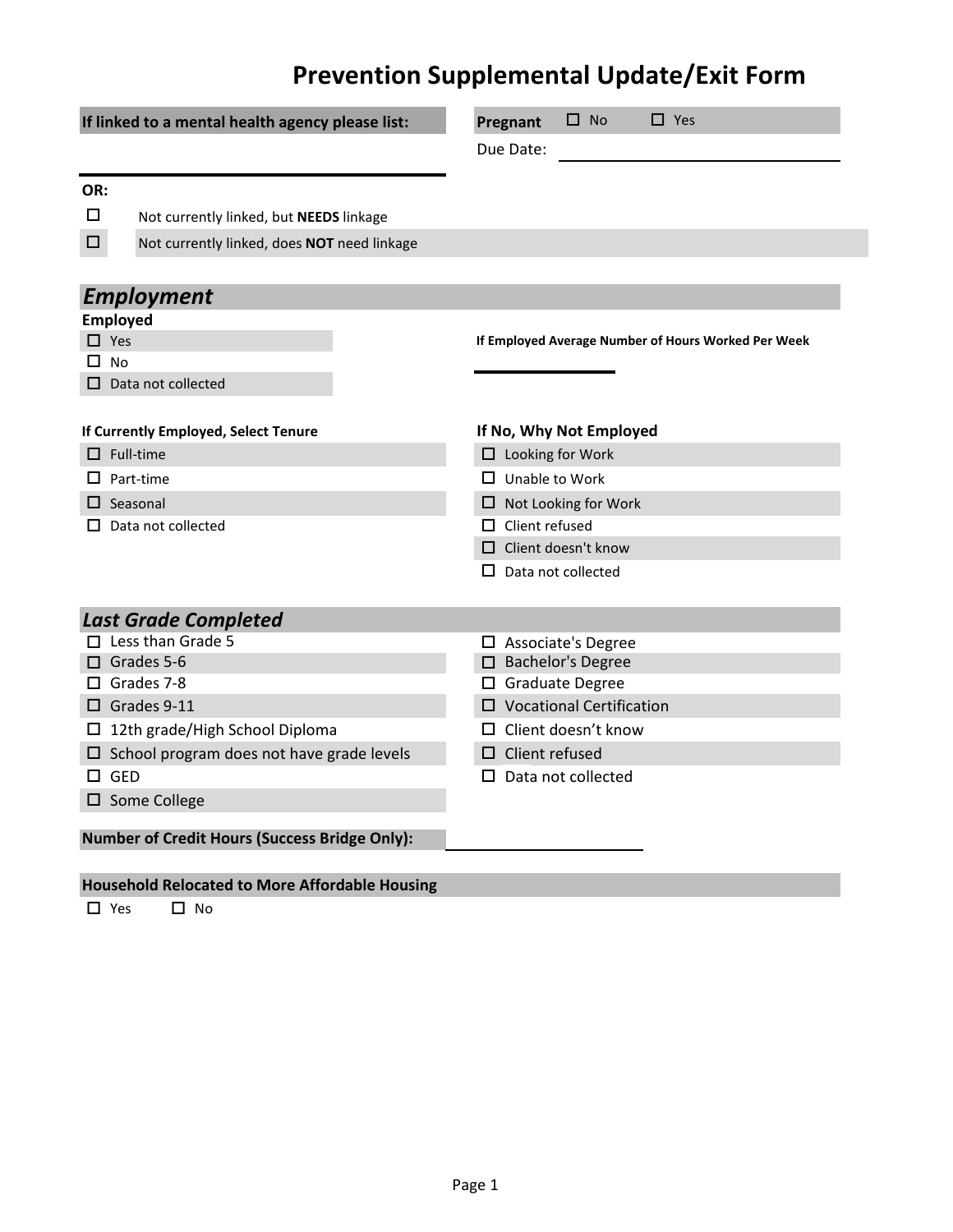# Prevention Supplemental Update/Exit Form

**If linked to a mental health agency please list:** ____________________

**OR:**

- ☐ Not currently linked, but **NEEDS** linkage
- ☐ Not currently linked, does **NOT** need linkage

**Pregnant** ☐ No ☐ Yes

Due Date: ____________________

## *Employment*

**Employed**

- ☐ Yes
- ☐ No
- ☐ Data not collected

**If Employed Average Number of Hours Worked Per Week** ____________

**If Currently Employed, Select Tenure**

- ☐ Full-time
- ☐ Part-time
- ☐ Seasonal
- ☐ Data not collected

**If No, Why Not Employed**

- ☐ Looking for Work
- ☐ Unable to Work
- ☐ Not Looking for Work
- ☐ Client refused
- ☐ Client doesn't know
- ☐ Data not collected

## *Last Grade Completed*

- ☐ Less than Grade 5
- ☐ Grades 5-6
- ☐ Grades 7-8
- ☐ Grades 9-11
- ☐ 12th grade/High School Diploma
- ☐ School program does not have grade levels
- ☐ GED
- ☐ Some College
- ☐ Associate's Degree
- ☐ Bachelor's Degree
- ☐ Graduate Degree
- ☐ Vocational Certification
- ☐ Client doesn't know
- ☐ Client refused
- ☐ Data not collected

**Number of Credit Hours (Success Bridge Only):** ____________

**Household Relocated to More Affordable Housing**

☐ Yes ☐ No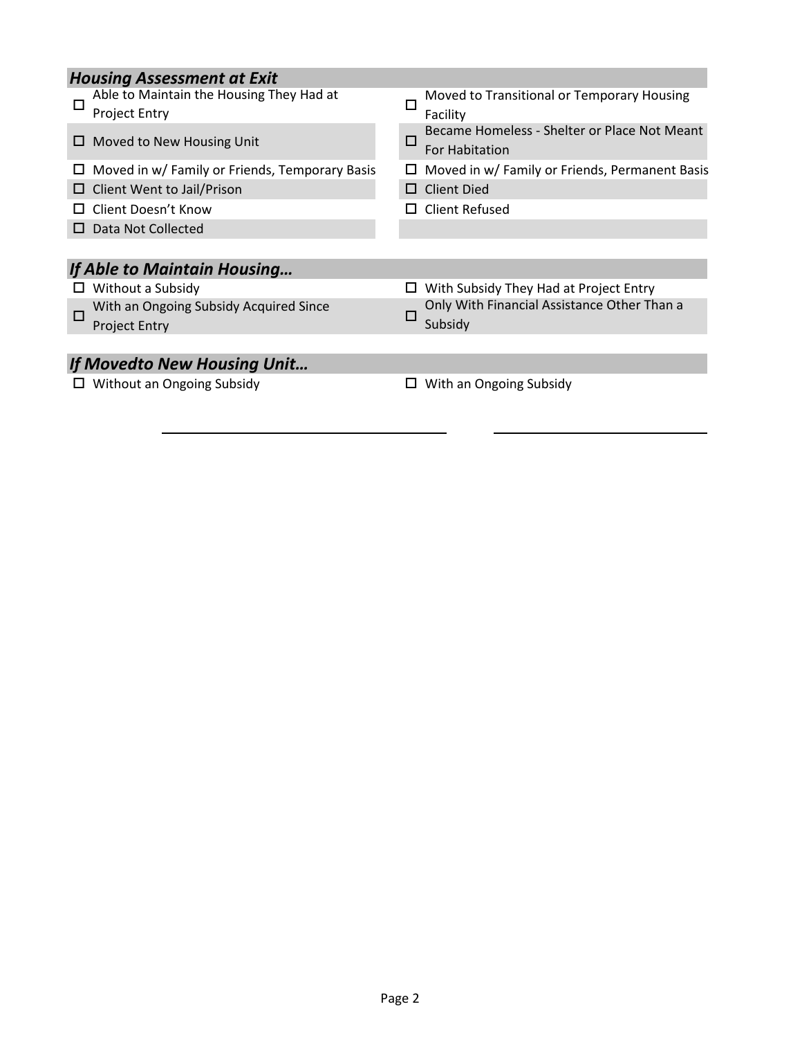### *Housing Assessment at Exit*

- ☐ Able to Maintain the Housing They Had at Project Entry
- ☐ Moved to Transitional or Temporary Housing Facility
- ☐ Moved to New Housing Unit
- ☐ Became Homeless - Shelter or Place Not Meant For Habitation
- ☐ Moved in w/ Family or Friends, Temporary Basis
- ☐ Moved in w/ Family or Friends, Permanent Basis
- ☐ Client Went to Jail/Prison
- ☐ Client Died
- ☐ Client Doesn't Know
- ☐ Client Refused
- ☐ Data Not Collected

### *If Able to Maintain Housing…*

- ☐ Without a Subsidy
- ☐ With Subsidy They Had at Project Entry
- ☐ With an Ongoing Subsidy Acquired Since Project Entry
- ☐ Only With Financial Assistance Other Than a Subsidy

### *If Movedto New Housing Unit…*

- ☐ Without an Ongoing Subsidy
- ☐ With an Ongoing Subsidy

_______________________________________ _____________________________